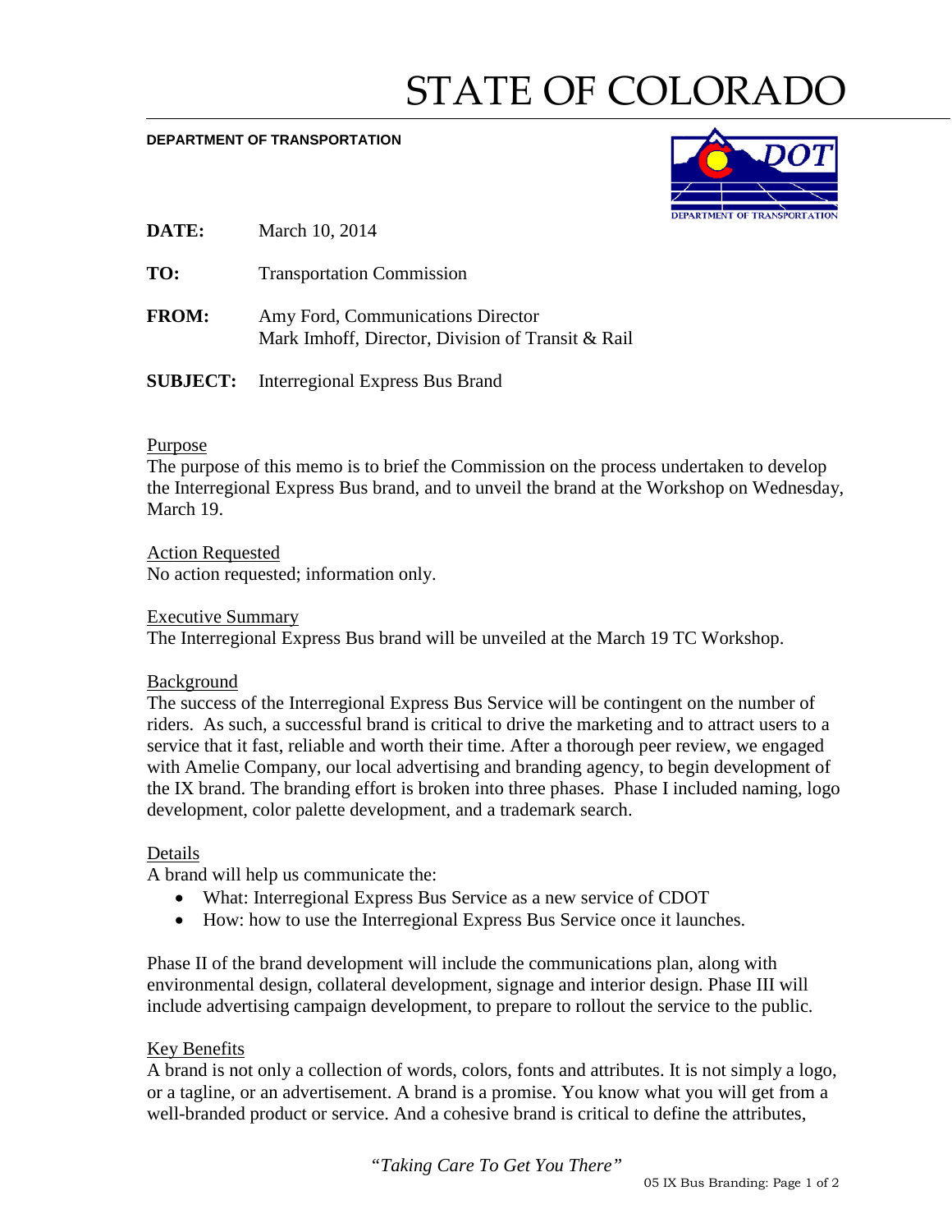# STATE OF COLORADO

**DEPARTMENT OF TRANSPORTATION**

**DATE:** March 10, 2014

**TO:** Transportation Commission

**FROM:** Amy Ford, Communications Director
Mark Imhoff, Director, Division of Transit & Rail

**SUBJECT:** Interregional Express Bus Brand

## Purpose

The purpose of this memo is to brief the Commission on the process undertaken to develop the Interregional Express Bus brand, and to unveil the brand at the Workshop on Wednesday, March 19.

## Action Requested

No action requested; information only.

## Executive Summary

The Interregional Express Bus brand will be unveiled at the March 19 TC Workshop.

## Background

The success of the Interregional Express Bus Service will be contingent on the number of riders. As such, a successful brand is critical to drive the marketing and to attract users to a service that it fast, reliable and worth their time. After a thorough peer review, we engaged with Amelie Company, our local advertising and branding agency, to begin development of the IX brand. The branding effort is broken into three phases. Phase I included naming, logo development, color palette development, and a trademark search.

## Details

A brand will help us communicate the:

- What: Interregional Express Bus Service as a new service of CDOT
- How: how to use the Interregional Express Bus Service once it launches.

Phase II of the brand development will include the communications plan, along with environmental design, collateral development, signage and interior design. Phase III will include advertising campaign development, to prepare to rollout the service to the public.

## Key Benefits

A brand is not only a collection of words, colors, fonts and attributes. It is not simply a logo, or a tagline, or an advertisement. A brand is a promise. You know what you will get from a well-branded product or service. And a cohesive brand is critical to define the attributes,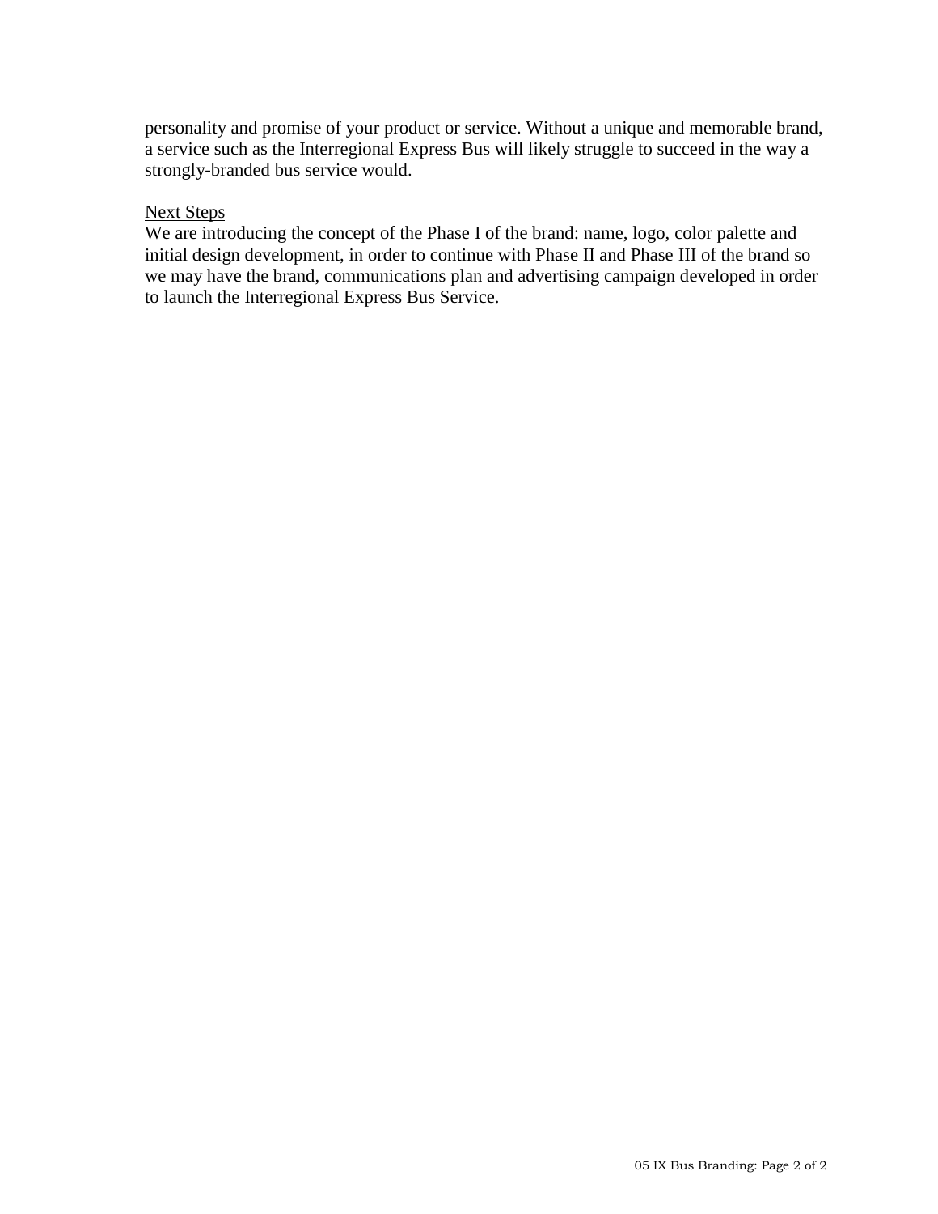personality and promise of your product or service. Without a unique and memorable brand, a service such as the Interregional Express Bus will likely struggle to succeed in the way a strongly-branded bus service would.

<u>Next Steps</u>

We are introducing the concept of the Phase I of the brand: name, logo, color palette and initial design development, in order to continue with Phase II and Phase III of the brand so we may have the brand, communications plan and advertising campaign developed in order to launch the Interregional Express Bus Service.